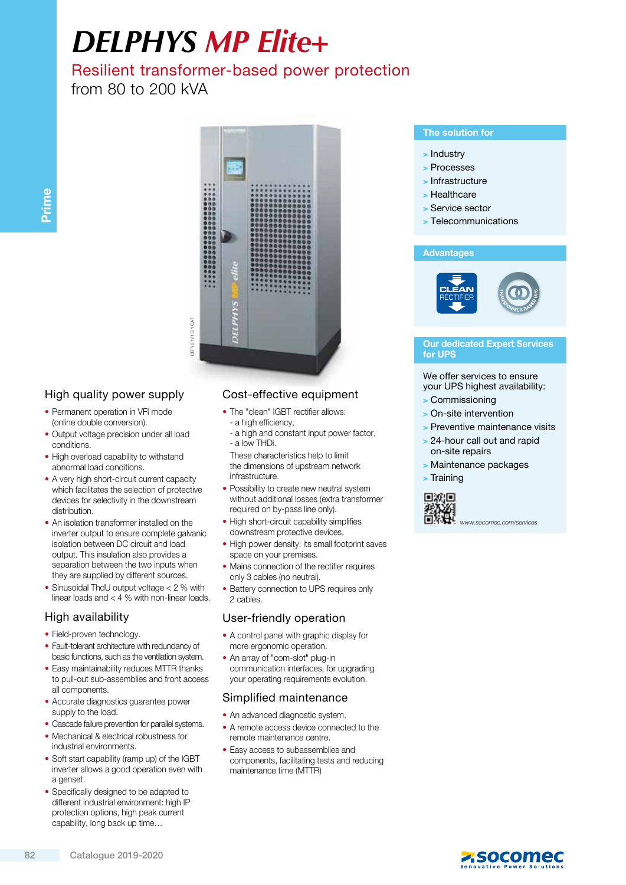# DELPHYS MP Elite+

## Resilient transformer-based power protection

from 80 to 200 kVA

### The solution for

- Industry
- Processes
- Infrastructure
- Healthcare
- Service sector
- Telecommunications

### Advantages

CLEAN RECTIFIER

TRANSFORMER BASED UPS

### Our dedicated Expert Services for UPS

We offer services to ensure your UPS highest availability:

- Commissioning
- On-site intervention
- Preventive maintenance visits
- 24-hour call out and rapid on-site repairs
- Maintenance packages
- Training

www.socomec.com/services

## High quality power supply

- Permanent operation in VFI mode (online double conversion).
- Output voltage precision under all load conditions.
- High overload capability to withstand abnormal load conditions.
- A very high short-circuit current capacity which facilitates the selection of protective devices for selectivity in the downstream distribution.
- An isolation transformer installed on the inverter output to ensure complete galvanic isolation between DC circuit and load output. This insulation also provides a separation between the two inputs when they are supplied by different sources.
- Sinusoidal ThdU output voltage < 2 % with linear loads and < 4 % with non-linear loads.

## High availability

- Field-proven technology.
- Fault-tolerant architecture with redundancy of basic functions, such as the ventilation system.
- Easy maintainability reduces MTTR thanks to pull-out sub-assemblies and front access all components.
- Accurate diagnostics guarantee power supply to the load.
- Cascade failure prevention for parallel systems.
- Mechanical & electrical robustness for industrial environments.
- Soft start capability (ramp up) of the IGBT inverter allows a good operation even with a genset.
- Specifically designed to be adapted to different industrial environment: high IP protection options, high peak current capability, long back up time…

## Cost-effective equipment

- The "clean" IGBT rectifier allows:
  - a high efficiency,
  - a high and constant input power factor,
  - a low THDi.

  These characteristics help to limit the dimensions of upstream network infrastructure.
- Possibility to create new neutral system without additional losses (extra transformer required on by-pass line only).
- High short-circuit capability simplifies downstream protective devices.
- High power density: its small footprint saves space on your premises.
- Mains connection of the rectifier requires only 3 cables (no neutral).
- Battery connection to UPS requires only 2 cables.

## User-friendly operation

- A control panel with graphic display for more ergonomic operation.
- An array of "com-slot" plug-in communication interfaces, for upgrading your operating requirements evolution.

## Simplified maintenance

- An advanced diagnostic system.
- A remote access device connected to the remote maintenance centre.
- Easy access to subassemblies and components, facilitating tests and reducing maintenance time (MTTR)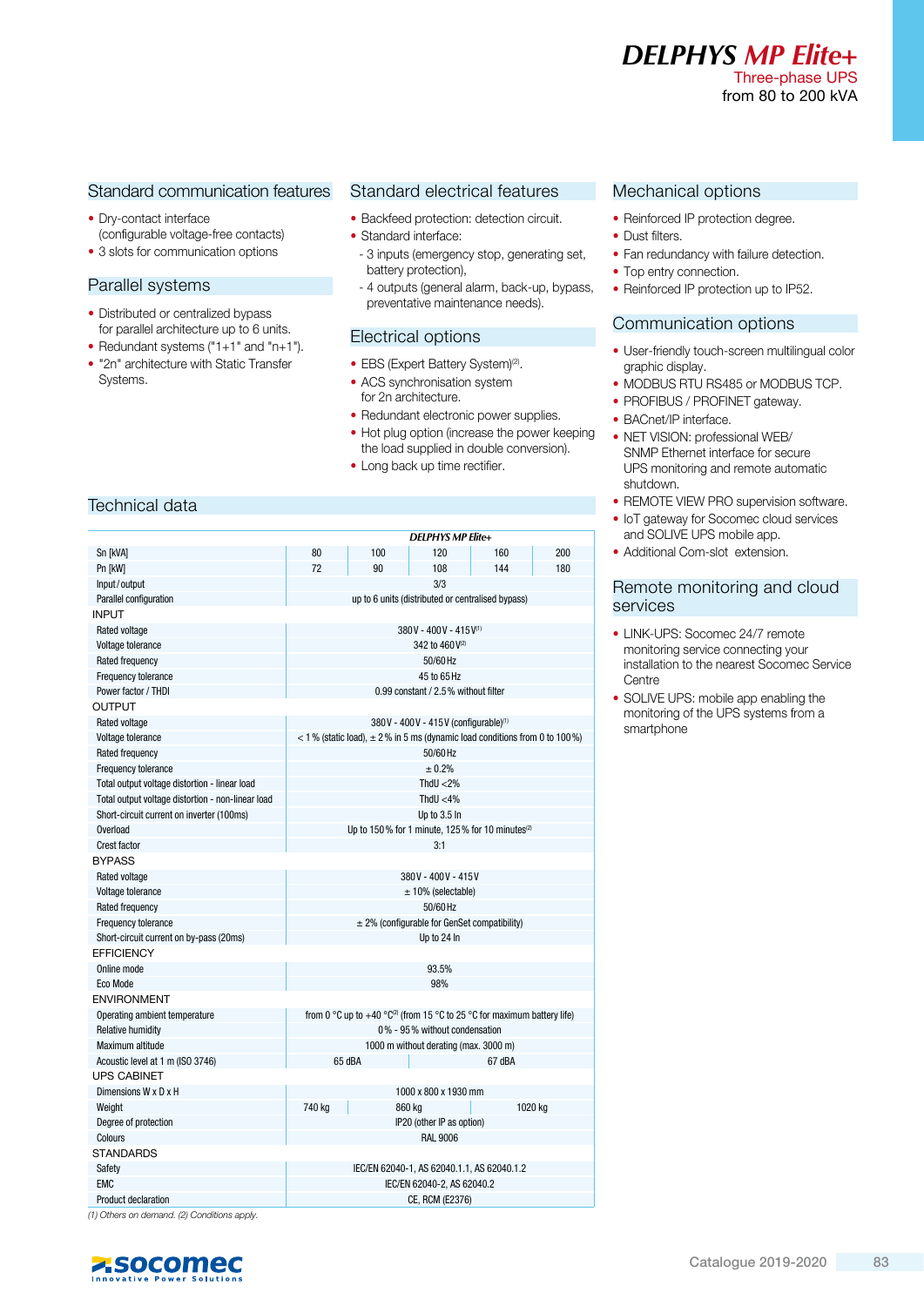# DELPHYS MP Elite+

Three-phase UPS
from 80 to 200 kVA

## Standard communication features

- Dry-contact interface (configurable voltage-free contacts)
- 3 slots for communication options

## Parallel systems

- Distributed or centralized bypass for parallel architecture up to 6 units.
- Redundant systems ("1+1" and "n+1").
- "2n" architecture with Static Transfer Systems.

## Standard electrical features

- Backfeed protection: detection circuit.
- Standard interface:
  - 3 inputs (emergency stop, generating set, battery protection),
  - 4 outputs (general alarm, back-up, bypass, preventative maintenance needs).

## Electrical options

- EBS (Expert Battery System)(2).
- ACS synchronisation system for 2n architecture.
- Redundant electronic power supplies.
- Hot plug option (increase the power keeping the load supplied in double conversion).
- Long back up time rectifier.

## Mechanical options

- Reinforced IP protection degree.
- Dust filters.
- Fan redundancy with failure detection.
- Top entry connection.
- Reinforced IP protection up to IP52.

## Communication options

- User-friendly touch-screen multilingual color graphic display.
- MODBUS RTU RS485 or MODBUS TCP.
- PROFIBUS / PROFINET gateway.
- BACnet/IP interface.
- NET VISION: professional WEB/SNMP Ethernet interface for secure UPS monitoring and remote automatic shutdown.
- REMOTE VIEW PRO supervision software.
- IoT gateway for Socomec cloud services and SOLIVE UPS mobile app.
- Additional Com-slot extension.

## Remote monitoring and cloud services

- LINK-UPS: Socomec 24/7 remote monitoring service connecting your installation to the nearest Socomec Service Centre
- SOLIVE UPS: mobile app enabling the monitoring of the UPS systems from a smartphone

## Technical data

| | DELPHYS MP Elite+ | | | | |
|---|---|---|---|---|---|
| Sn [kVA] | 80 | 100 | 120 | 160 | 200 |
| Pn [kW] | 72 | 90 | 108 | 144 | 180 |
| Input/output | 3/3 | | | | |
| Parallel configuration | up to 6 units (distributed or centralised bypass) | | | | |
| **INPUT** | | | | | |
| Rated voltage | 380 V - 400 V - 415 V(1) | | | | |
| Voltage tolerance | 342 to 460 V(2) | | | | |
| Rated frequency | 50/60 Hz | | | | |
| Frequency tolerance | 45 to 65 Hz | | | | |
| Power factor / THDI | 0.99 constant / 2.5 % without filter | | | | |
| **OUTPUT** | | | | | |
| Rated voltage | 380 V - 400 V - 415 V (configurable)(1) | | | | |
| Voltage tolerance | < 1 % (static load), ± 2 % in 5 ms (dynamic load conditions from 0 to 100 %) | | | | |
| Rated frequency | 50/60 Hz | | | | |
| Frequency tolerance | ± 0.2% | | | | |
| Total output voltage distortion - linear load | ThdU <2% | | | | |
| Total output voltage distortion - non-linear load | ThdU <4% | | | | |
| Short-circuit current on inverter (100ms) | Up to 3.5 In | | | | |
| Overload | Up to 150 % for 1 minute, 125 % for 10 minutes(2) | | | | |
| Crest factor | 3:1 | | | | |
| **BYPASS** | | | | | |
| Rated voltage | 380 V - 400 V - 415 V | | | | |
| Voltage tolerance | ± 10% (selectable) | | | | |
| Rated frequency | 50/60 Hz | | | | |
| Frequency tolerance | ± 2% (configurable for GenSet compatibility) | | | | |
| Short-circuit current on by-pass (20ms) | Up to 24 In | | | | |
| **EFFICIENCY** | | | | | |
| Online mode | 93.5% | | | | |
| Eco Mode | 98% | | | | |
| **ENVIRONMENT** | | | | | |
| Operating ambient temperature | from 0 °C up to +40 °C(2) (from 15 °C to 25 °C for maximum battery life) | | | | |
| Relative humidity | 0 % - 95 % without condensation | | | | |
| Maximum altitude | 1000 m without derating (max. 3000 m) | | | | |
| Acoustic level at 1 m (ISO 3746) | 65 dBA | | 67 dBA | | |
| **UPS CABINET** | | | | | |
| Dimensions W x D x H | 1000 x 800 x 1930 mm | | | | |
| Weight | 740 kg | 860 kg | | 1020 kg | |
| Degree of protection | IP20 (other IP as option) | | | | |
| Colours | RAL 9006 | | | | |
| **STANDARDS** | | | | | |
| Safety | IEC/EN 62040-1, AS 62040.1.1, AS 62040.1.2 | | | | |
| EMC | IEC/EN 62040-2, AS 62040.2 | | | | |
| Product declaration | CE, RCM (E2376) | | | | |

*(1) Others on demand. (2) Conditions apply.*